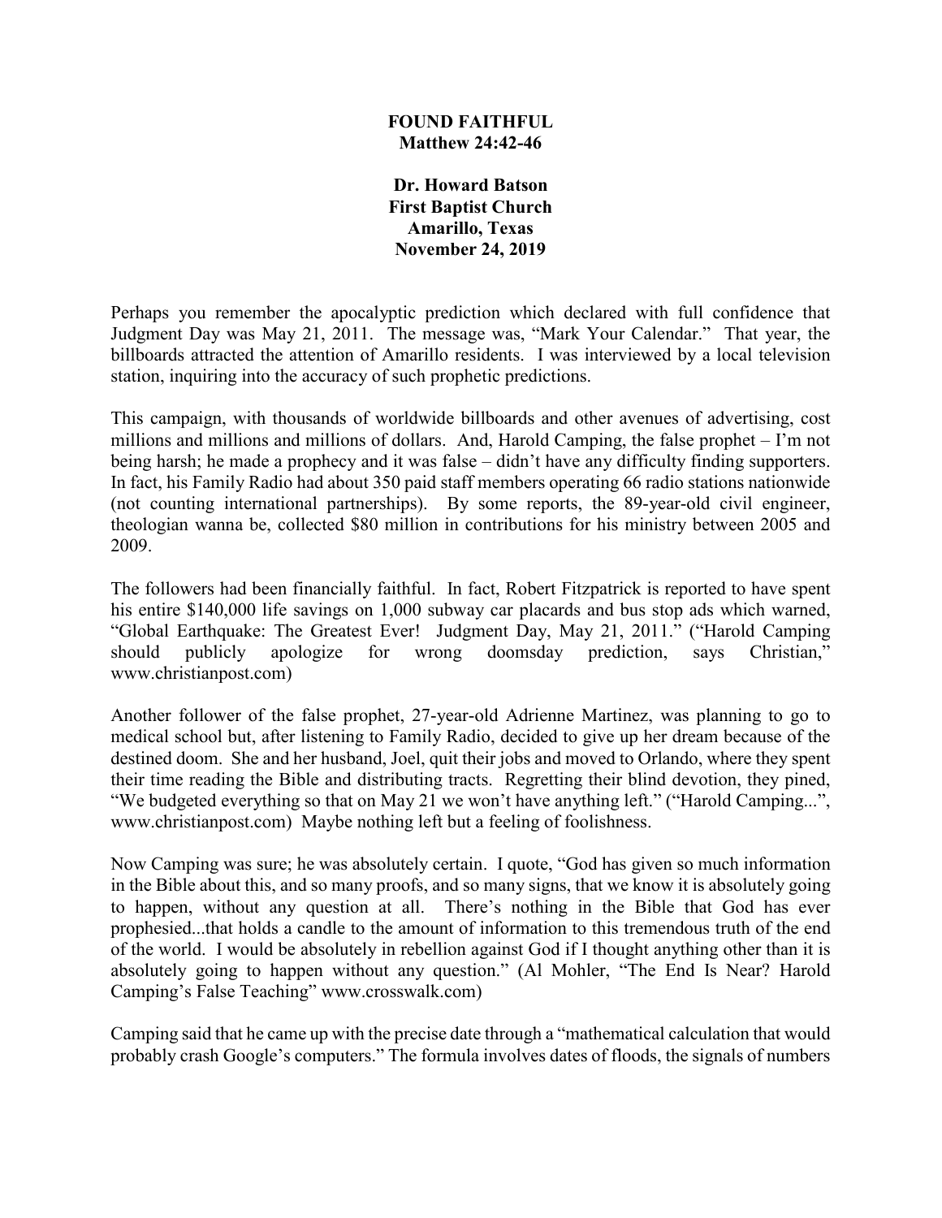**FOUND FAITHFUL**
**Matthew 24:42-46**

**Dr. Howard Batson**
**First Baptist Church**
**Amarillo, Texas**
**November 24, 2019**

Perhaps you remember the apocalyptic prediction which declared with full confidence that Judgment Day was May 21, 2011. The message was, "Mark Your Calendar." That year, the billboards attracted the attention of Amarillo residents. I was interviewed by a local television station, inquiring into the accuracy of such prophetic predictions.

This campaign, with thousands of worldwide billboards and other avenues of advertising, cost millions and millions and millions of dollars. And, Harold Camping, the false prophet – I'm not being harsh; he made a prophecy and it was false – didn't have any difficulty finding supporters. In fact, his Family Radio had about 350 paid staff members operating 66 radio stations nationwide (not counting international partnerships). By some reports, the 89-year-old civil engineer, theologian wanna be, collected $80 million in contributions for his ministry between 2005 and 2009.

The followers had been financially faithful. In fact, Robert Fitzpatrick is reported to have spent his entire $140,000 life savings on 1,000 subway car placards and bus stop ads which warned, "Global Earthquake: The Greatest Ever! Judgment Day, May 21, 2011." ("Harold Camping should publicly apologize for wrong doomsday prediction, says Christian," www.christianpost.com)

Another follower of the false prophet, 27-year-old Adrienne Martinez, was planning to go to medical school but, after listening to Family Radio, decided to give up her dream because of the destined doom. She and her husband, Joel, quit their jobs and moved to Orlando, where they spent their time reading the Bible and distributing tracts. Regretting their blind devotion, they pined, "We budgeted everything so that on May 21 we won't have anything left." ("Harold Camping...", www.christianpost.com) Maybe nothing left but a feeling of foolishness.

Now Camping was sure; he was absolutely certain. I quote, "God has given so much information in the Bible about this, and so many proofs, and so many signs, that we know it is absolutely going to happen, without any question at all. There's nothing in the Bible that God has ever prophesied...that holds a candle to the amount of information to this tremendous truth of the end of the world. I would be absolutely in rebellion against God if I thought anything other than it is absolutely going to happen without any question." (Al Mohler, "The End Is Near? Harold Camping's False Teaching" www.crosswalk.com)

Camping said that he came up with the precise date through a "mathematical calculation that would probably crash Google's computers." The formula involves dates of floods, the signals of numbers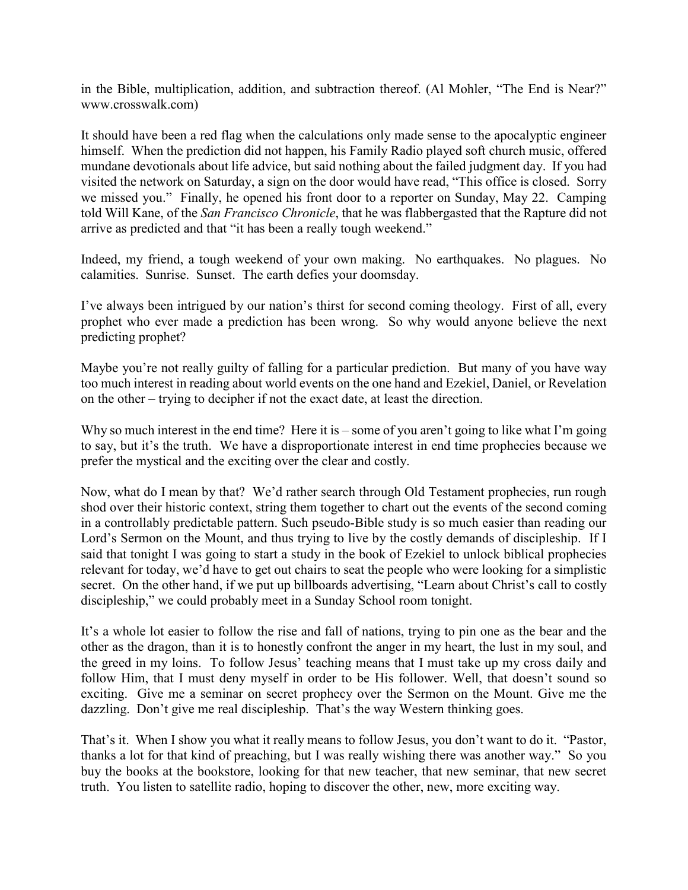in the Bible, multiplication, addition, and subtraction thereof. (Al Mohler, "The End is Near?" www.crosswalk.com)

It should have been a red flag when the calculations only made sense to the apocalyptic engineer himself. When the prediction did not happen, his Family Radio played soft church music, offered mundane devotionals about life advice, but said nothing about the failed judgment day. If you had visited the network on Saturday, a sign on the door would have read, "This office is closed. Sorry we missed you." Finally, he opened his front door to a reporter on Sunday, May 22. Camping told Will Kane, of the *San Francisco Chronicle*, that he was flabbergasted that the Rapture did not arrive as predicted and that "it has been a really tough weekend."

Indeed, my friend, a tough weekend of your own making. No earthquakes. No plagues. No calamities. Sunrise. Sunset. The earth defies your doomsday.

I've always been intrigued by our nation's thirst for second coming theology. First of all, every prophet who ever made a prediction has been wrong. So why would anyone believe the next predicting prophet?

Maybe you're not really guilty of falling for a particular prediction. But many of you have way too much interest in reading about world events on the one hand and Ezekiel, Daniel, or Revelation on the other – trying to decipher if not the exact date, at least the direction.

Why so much interest in the end time? Here it is – some of you aren't going to like what I'm going to say, but it's the truth. We have a disproportionate interest in end time prophecies because we prefer the mystical and the exciting over the clear and costly.

Now, what do I mean by that? We'd rather search through Old Testament prophecies, run rough shod over their historic context, string them together to chart out the events of the second coming in a controllably predictable pattern. Such pseudo-Bible study is so much easier than reading our Lord's Sermon on the Mount, and thus trying to live by the costly demands of discipleship. If I said that tonight I was going to start a study in the book of Ezekiel to unlock biblical prophecies relevant for today, we'd have to get out chairs to seat the people who were looking for a simplistic secret. On the other hand, if we put up billboards advertising, "Learn about Christ's call to costly discipleship," we could probably meet in a Sunday School room tonight.

It's a whole lot easier to follow the rise and fall of nations, trying to pin one as the bear and the other as the dragon, than it is to honestly confront the anger in my heart, the lust in my soul, and the greed in my loins. To follow Jesus' teaching means that I must take up my cross daily and follow Him, that I must deny myself in order to be His follower. Well, that doesn't sound so exciting. Give me a seminar on secret prophecy over the Sermon on the Mount. Give me the dazzling. Don't give me real discipleship. That's the way Western thinking goes.

That's it. When I show you what it really means to follow Jesus, you don't want to do it. "Pastor, thanks a lot for that kind of preaching, but I was really wishing there was another way." So you buy the books at the bookstore, looking for that new teacher, that new seminar, that new secret truth. You listen to satellite radio, hoping to discover the other, new, more exciting way.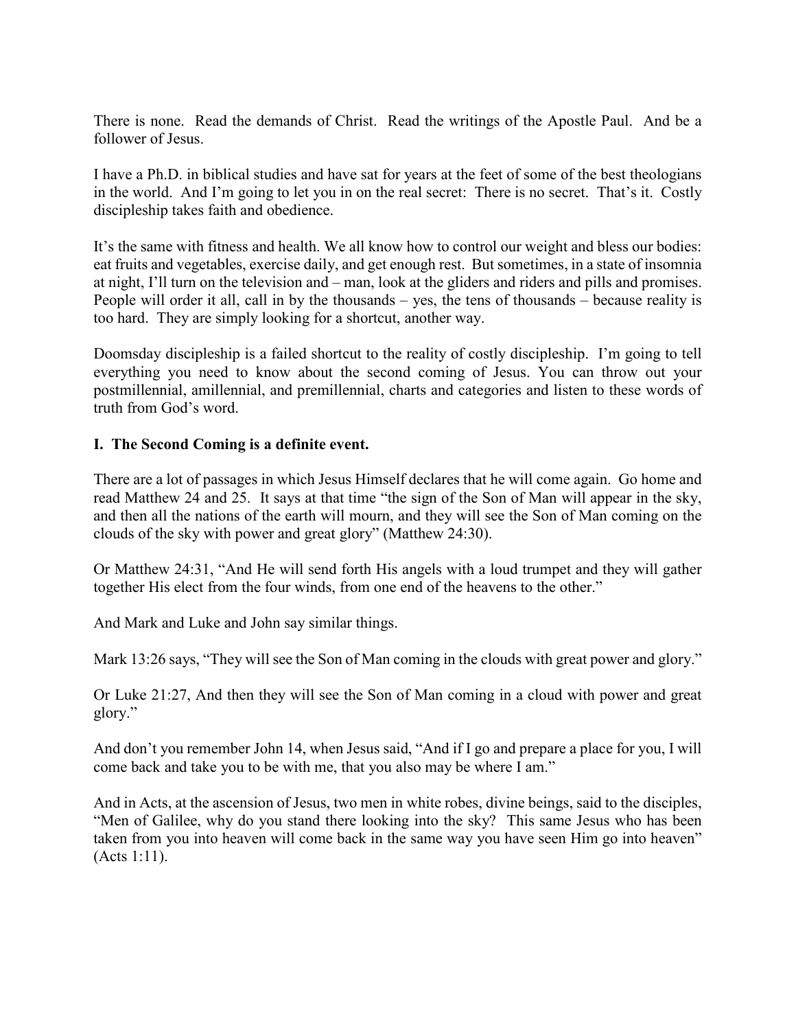There is none. Read the demands of Christ. Read the writings of the Apostle Paul. And be a follower of Jesus.

I have a Ph.D. in biblical studies and have sat for years at the feet of some of the best theologians in the world. And I'm going to let you in on the real secret: There is no secret. That's it. Costly discipleship takes faith and obedience.

It's the same with fitness and health. We all know how to control our weight and bless our bodies: eat fruits and vegetables, exercise daily, and get enough rest. But sometimes, in a state of insomnia at night, I'll turn on the television and – man, look at the gliders and riders and pills and promises. People will order it all, call in by the thousands – yes, the tens of thousands – because reality is too hard. They are simply looking for a shortcut, another way.

Doomsday discipleship is a failed shortcut to the reality of costly discipleship. I'm going to tell everything you need to know about the second coming of Jesus. You can throw out your postmillennial, amillennial, and premillennial, charts and categories and listen to these words of truth from God's word.

## I. The Second Coming is a definite event.

There are a lot of passages in which Jesus Himself declares that he will come again. Go home and read Matthew 24 and 25. It says at that time "the sign of the Son of Man will appear in the sky, and then all the nations of the earth will mourn, and they will see the Son of Man coming on the clouds of the sky with power and great glory" (Matthew 24:30).

Or Matthew 24:31, "And He will send forth His angels with a loud trumpet and they will gather together His elect from the four winds, from one end of the heavens to the other."

And Mark and Luke and John say similar things.

Mark 13:26 says, "They will see the Son of Man coming in the clouds with great power and glory."

Or Luke 21:27, And then they will see the Son of Man coming in a cloud with power and great glory."

And don't you remember John 14, when Jesus said, "And if I go and prepare a place for you, I will come back and take you to be with me, that you also may be where I am."

And in Acts, at the ascension of Jesus, two men in white robes, divine beings, said to the disciples, "Men of Galilee, why do you stand there looking into the sky? This same Jesus who has been taken from you into heaven will come back in the same way you have seen Him go into heaven" (Acts 1:11).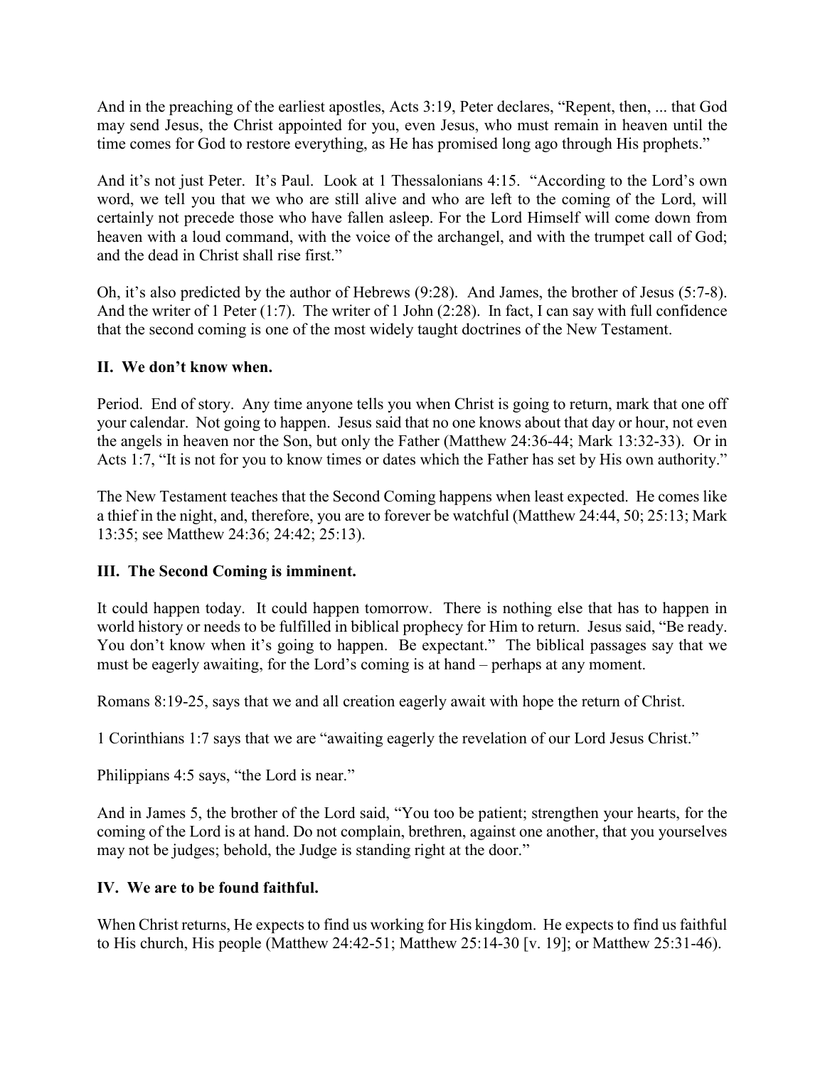And in the preaching of the earliest apostles, Acts 3:19, Peter declares, "Repent, then, ... that God may send Jesus, the Christ appointed for you, even Jesus, who must remain in heaven until the time comes for God to restore everything, as He has promised long ago through His prophets."

And it's not just Peter. It's Paul. Look at 1 Thessalonians 4:15. "According to the Lord's own word, we tell you that we who are still alive and who are left to the coming of the Lord, will certainly not precede those who have fallen asleep. For the Lord Himself will come down from heaven with a loud command, with the voice of the archangel, and with the trumpet call of God; and the dead in Christ shall rise first."

Oh, it's also predicted by the author of Hebrews (9:28). And James, the brother of Jesus (5:7-8). And the writer of 1 Peter (1:7). The writer of 1 John (2:28). In fact, I can say with full confidence that the second coming is one of the most widely taught doctrines of the New Testament.

## II. We don't know when.

Period. End of story. Any time anyone tells you when Christ is going to return, mark that one off your calendar. Not going to happen. Jesus said that no one knows about that day or hour, not even the angels in heaven nor the Son, but only the Father (Matthew 24:36-44; Mark 13:32-33). Or in Acts 1:7, "It is not for you to know times or dates which the Father has set by His own authority."

The New Testament teaches that the Second Coming happens when least expected. He comes like a thief in the night, and, therefore, you are to forever be watchful (Matthew 24:44, 50; 25:13; Mark 13:35; see Matthew 24:36; 24:42; 25:13).

## III. The Second Coming is imminent.

It could happen today. It could happen tomorrow. There is nothing else that has to happen in world history or needs to be fulfilled in biblical prophecy for Him to return. Jesus said, "Be ready. You don't know when it's going to happen. Be expectant." The biblical passages say that we must be eagerly awaiting, for the Lord's coming is at hand – perhaps at any moment.

Romans 8:19-25, says that we and all creation eagerly await with hope the return of Christ.

1 Corinthians 1:7 says that we are "awaiting eagerly the revelation of our Lord Jesus Christ."

Philippians 4:5 says, "the Lord is near."

And in James 5, the brother of the Lord said, "You too be patient; strengthen your hearts, for the coming of the Lord is at hand. Do not complain, brethren, against one another, that you yourselves may not be judges; behold, the Judge is standing right at the door."

## IV. We are to be found faithful.

When Christ returns, He expects to find us working for His kingdom. He expects to find us faithful to His church, His people (Matthew 24:42-51; Matthew 25:14-30 [v. 19]; or Matthew 25:31-46).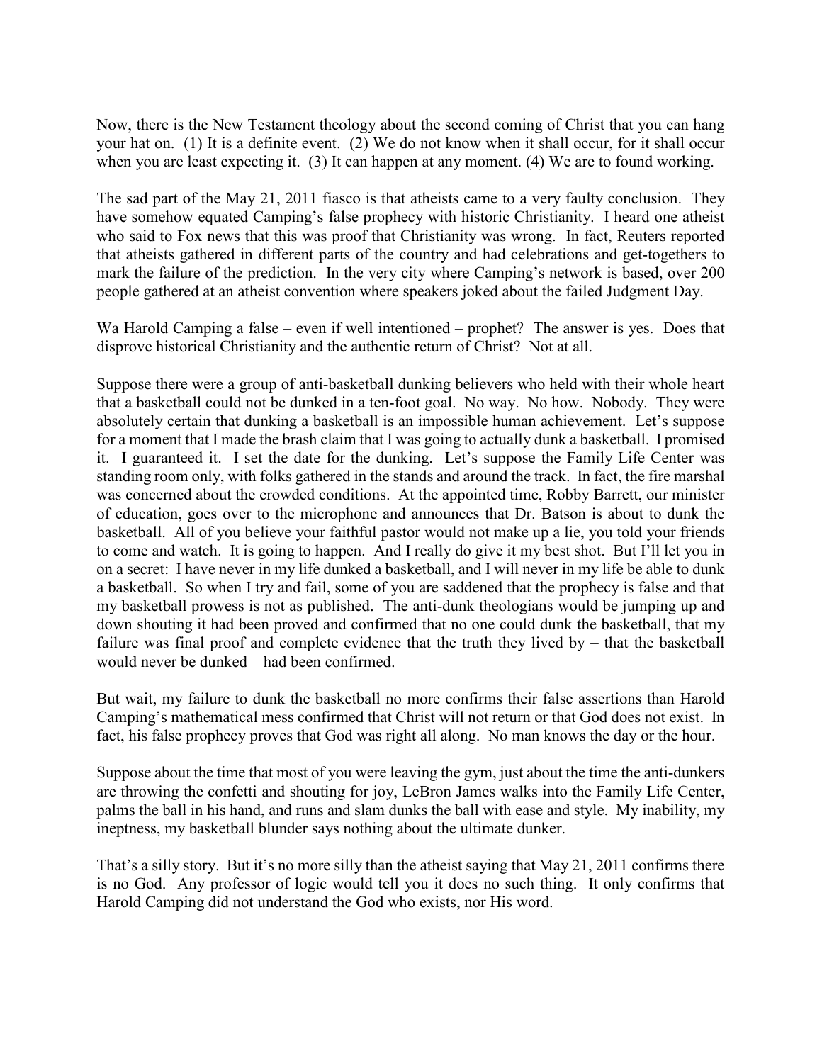Now, there is the New Testament theology about the second coming of Christ that you can hang your hat on. (1) It is a definite event. (2) We do not know when it shall occur, for it shall occur when you are least expecting it. (3) It can happen at any moment. (4) We are to found working.

The sad part of the May 21, 2011 fiasco is that atheists came to a very faulty conclusion. They have somehow equated Camping's false prophecy with historic Christianity. I heard one atheist who said to Fox news that this was proof that Christianity was wrong. In fact, Reuters reported that atheists gathered in different parts of the country and had celebrations and get-togethers to mark the failure of the prediction. In the very city where Camping's network is based, over 200 people gathered at an atheist convention where speakers joked about the failed Judgment Day.

Wa Harold Camping a false – even if well intentioned – prophet? The answer is yes. Does that disprove historical Christianity and the authentic return of Christ? Not at all.

Suppose there were a group of anti-basketball dunking believers who held with their whole heart that a basketball could not be dunked in a ten-foot goal. No way. No how. Nobody. They were absolutely certain that dunking a basketball is an impossible human achievement. Let's suppose for a moment that I made the brash claim that I was going to actually dunk a basketball. I promised it. I guaranteed it. I set the date for the dunking. Let's suppose the Family Life Center was standing room only, with folks gathered in the stands and around the track. In fact, the fire marshal was concerned about the crowded conditions. At the appointed time, Robby Barrett, our minister of education, goes over to the microphone and announces that Dr. Batson is about to dunk the basketball. All of you believe your faithful pastor would not make up a lie, you told your friends to come and watch. It is going to happen. And I really do give it my best shot. But I'll let you in on a secret: I have never in my life dunked a basketball, and I will never in my life be able to dunk a basketball. So when I try and fail, some of you are saddened that the prophecy is false and that my basketball prowess is not as published. The anti-dunk theologians would be jumping up and down shouting it had been proved and confirmed that no one could dunk the basketball, that my failure was final proof and complete evidence that the truth they lived by – that the basketball would never be dunked – had been confirmed.

But wait, my failure to dunk the basketball no more confirms their false assertions than Harold Camping's mathematical mess confirmed that Christ will not return or that God does not exist. In fact, his false prophecy proves that God was right all along. No man knows the day or the hour.

Suppose about the time that most of you were leaving the gym, just about the time the anti-dunkers are throwing the confetti and shouting for joy, LeBron James walks into the Family Life Center, palms the ball in his hand, and runs and slam dunks the ball with ease and style. My inability, my ineptness, my basketball blunder says nothing about the ultimate dunker.

That's a silly story. But it's no more silly than the atheist saying that May 21, 2011 confirms there is no God. Any professor of logic would tell you it does no such thing. It only confirms that Harold Camping did not understand the God who exists, nor His word.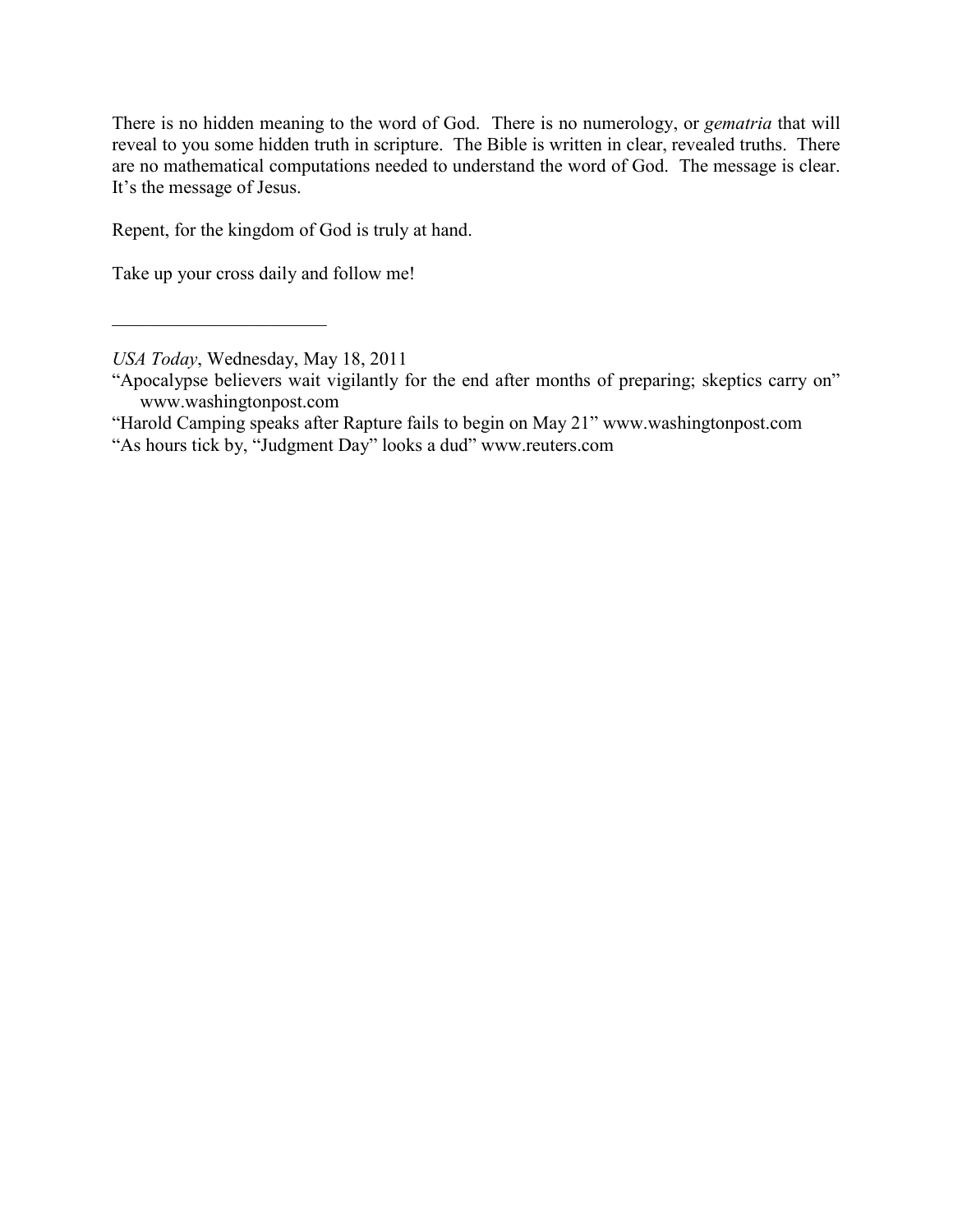There is no hidden meaning to the word of God. There is no numerology, or *gematria* that will reveal to you some hidden truth in scripture. The Bible is written in clear, revealed truths. There are no mathematical computations needed to understand the word of God. The message is clear. It's the message of Jesus.

Repent, for the kingdom of God is truly at hand.

Take up your cross daily and follow me!

---

*USA Today*, Wednesday, May 18, 2011

"Apocalypse believers wait vigilantly for the end after months of preparing; skeptics carry on" www.washingtonpost.com

"Harold Camping speaks after Rapture fails to begin on May 21" www.washingtonpost.com

"As hours tick by, "Judgment Day" looks a dud" www.reuters.com